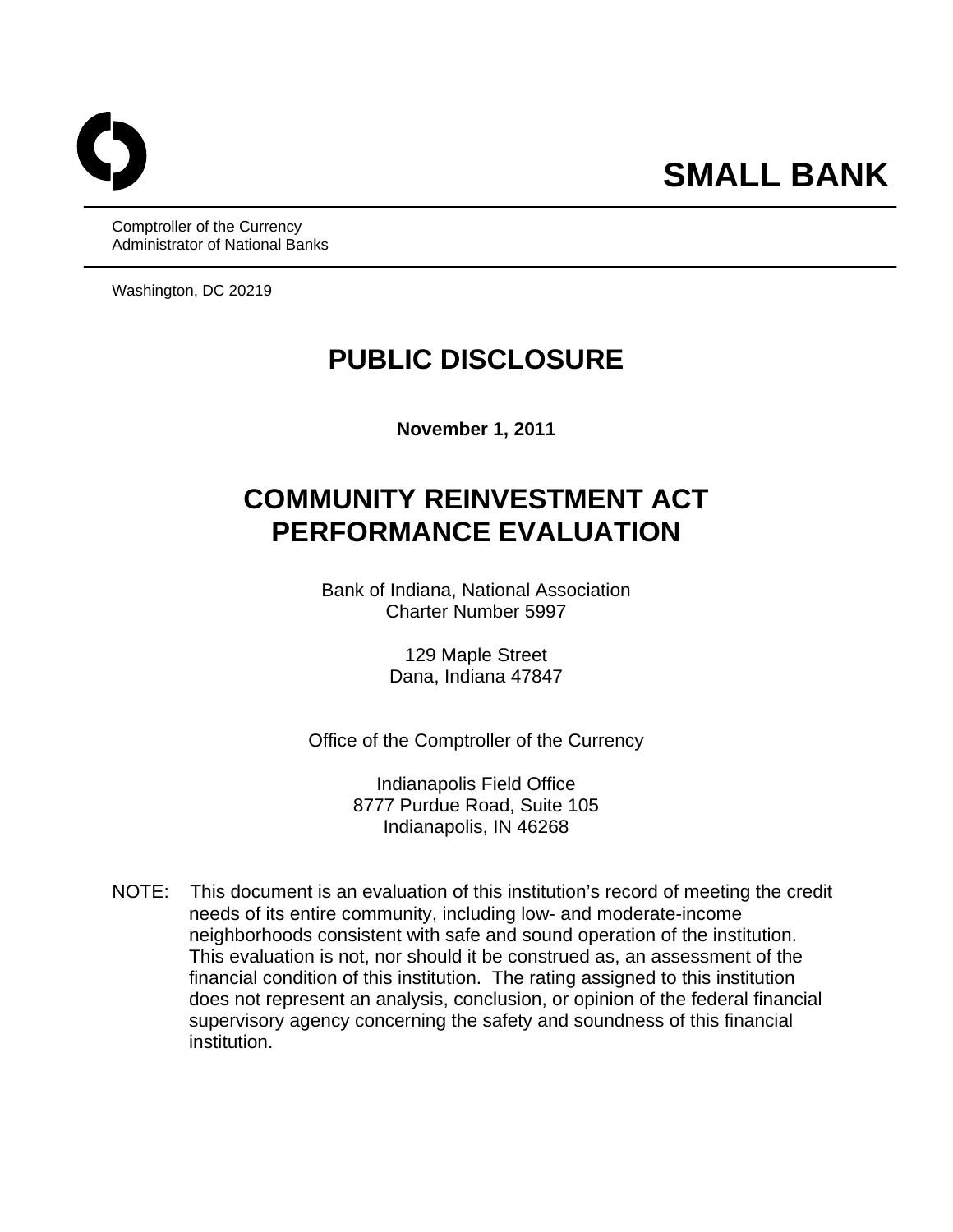**SMALL BANK**

Comptroller of the Currency
Administrator of National Banks

Washington, DC 20219

# PUBLIC DISCLOSURE

**November 1, 2011**

# COMMUNITY REINVESTMENT ACT PERFORMANCE EVALUATION

Bank of Indiana, National Association
Charter Number 5997

129 Maple Street
Dana, Indiana 47847

Office of the Comptroller of the Currency

Indianapolis Field Office
8777 Purdue Road, Suite 105
Indianapolis, IN 46268

NOTE: This document is an evaluation of this institution's record of meeting the credit needs of its entire community, including low- and moderate-income neighborhoods consistent with safe and sound operation of the institution. This evaluation is not, nor should it be construed as, an assessment of the financial condition of this institution. The rating assigned to this institution does not represent an analysis, conclusion, or opinion of the federal financial supervisory agency concerning the safety and soundness of this financial institution.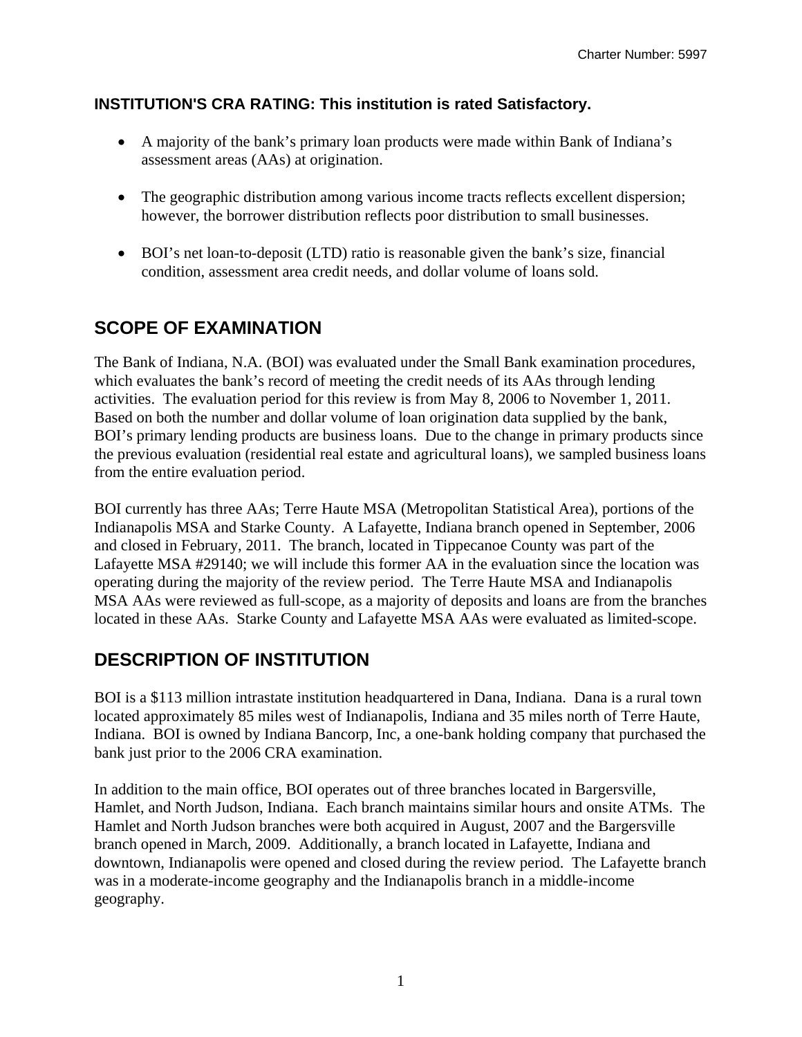**INSTITUTION'S CRA RATING: This institution is rated Satisfactory.**

- A majority of the bank's primary loan products were made within Bank of Indiana's assessment areas (AAs) at origination.
- The geographic distribution among various income tracts reflects excellent dispersion; however, the borrower distribution reflects poor distribution to small businesses.
- BOI's net loan-to-deposit (LTD) ratio is reasonable given the bank's size, financial condition, assessment area credit needs, and dollar volume of loans sold.

## SCOPE OF EXAMINATION

The Bank of Indiana, N.A. (BOI) was evaluated under the Small Bank examination procedures, which evaluates the bank's record of meeting the credit needs of its AAs through lending activities. The evaluation period for this review is from May 8, 2006 to November 1, 2011. Based on both the number and dollar volume of loan origination data supplied by the bank, BOI's primary lending products are business loans. Due to the change in primary products since the previous evaluation (residential real estate and agricultural loans), we sampled business loans from the entire evaluation period.

BOI currently has three AAs; Terre Haute MSA (Metropolitan Statistical Area), portions of the Indianapolis MSA and Starke County. A Lafayette, Indiana branch opened in September, 2006 and closed in February, 2011. The branch, located in Tippecanoe County was part of the Lafayette MSA #29140; we will include this former AA in the evaluation since the location was operating during the majority of the review period. The Terre Haute MSA and Indianapolis MSA AAs were reviewed as full-scope, as a majority of deposits and loans are from the branches located in these AAs. Starke County and Lafayette MSA AAs were evaluated as limited-scope.

## DESCRIPTION OF INSTITUTION

BOI is a $113 million intrastate institution headquartered in Dana, Indiana. Dana is a rural town located approximately 85 miles west of Indianapolis, Indiana and 35 miles north of Terre Haute, Indiana. BOI is owned by Indiana Bancorp, Inc, a one-bank holding company that purchased the bank just prior to the 2006 CRA examination.

In addition to the main office, BOI operates out of three branches located in Bargersville, Hamlet, and North Judson, Indiana. Each branch maintains similar hours and onsite ATMs. The Hamlet and North Judson branches were both acquired in August, 2007 and the Bargersville branch opened in March, 2009. Additionally, a branch located in Lafayette, Indiana and downtown, Indianapolis were opened and closed during the review period. The Lafayette branch was in a moderate-income geography and the Indianapolis branch in a middle-income geography.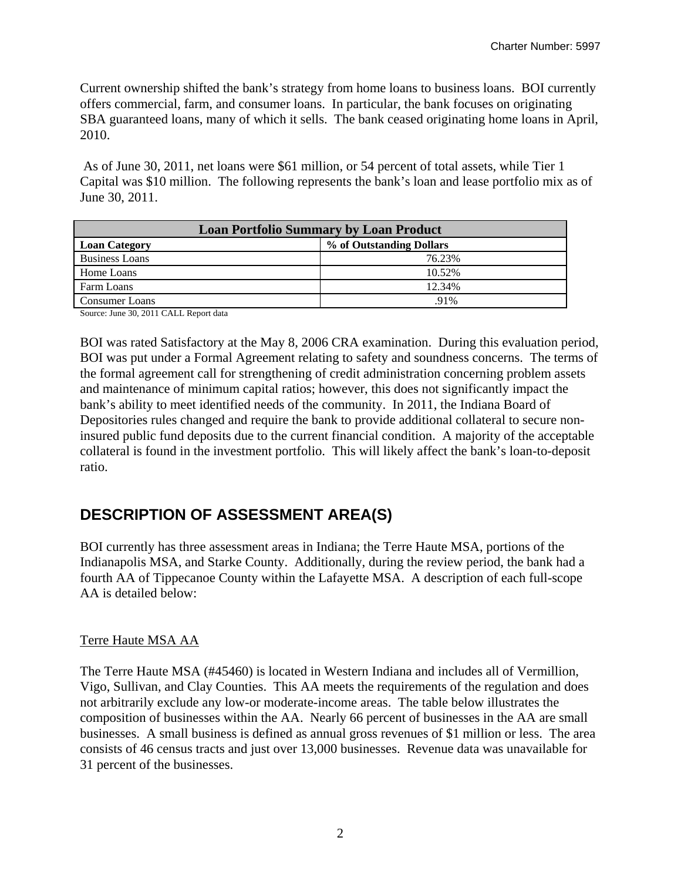Current ownership shifted the bank's strategy from home loans to business loans. BOI currently offers commercial, farm, and consumer loans. In particular, the bank focuses on originating SBA guaranteed loans, many of which it sells. The bank ceased originating home loans in April, 2010.

As of June 30, 2011, net loans were $61 million, or 54 percent of total assets, while Tier 1 Capital was $10 million. The following represents the bank's loan and lease portfolio mix as of June 30, 2011.

| Loan Portfolio Summary by Loan Product | |
|---|---|
| **Loan Category** | **% of Outstanding Dollars** |
| Business Loans | 76.23% |
| Home Loans | 10.52% |
| Farm Loans | 12.34% |
| Consumer Loans | .91% |

Source: June 30, 2011 CALL Report data

BOI was rated Satisfactory at the May 8, 2006 CRA examination. During this evaluation period, BOI was put under a Formal Agreement relating to safety and soundness concerns. The terms of the formal agreement call for strengthening of credit administration concerning problem assets and maintenance of minimum capital ratios; however, this does not significantly impact the bank's ability to meet identified needs of the community. In 2011, the Indiana Board of Depositories rules changed and require the bank to provide additional collateral to secure non-insured public fund deposits due to the current financial condition. A majority of the acceptable collateral is found in the investment portfolio. This will likely affect the bank's loan-to-deposit ratio.

## DESCRIPTION OF ASSESSMENT AREA(S)

BOI currently has three assessment areas in Indiana; the Terre Haute MSA, portions of the Indianapolis MSA, and Starke County. Additionally, during the review period, the bank had a fourth AA of Tippecanoe County within the Lafayette MSA. A description of each full-scope AA is detailed below:

Terre Haute MSA AA

The Terre Haute MSA (#45460) is located in Western Indiana and includes all of Vermillion, Vigo, Sullivan, and Clay Counties. This AA meets the requirements of the regulation and does not arbitrarily exclude any low-or moderate-income areas. The table below illustrates the composition of businesses within the AA. Nearly 66 percent of businesses in the AA are small businesses. A small business is defined as annual gross revenues of $1 million or less. The area consists of 46 census tracts and just over 13,000 businesses. Revenue data was unavailable for 31 percent of the businesses.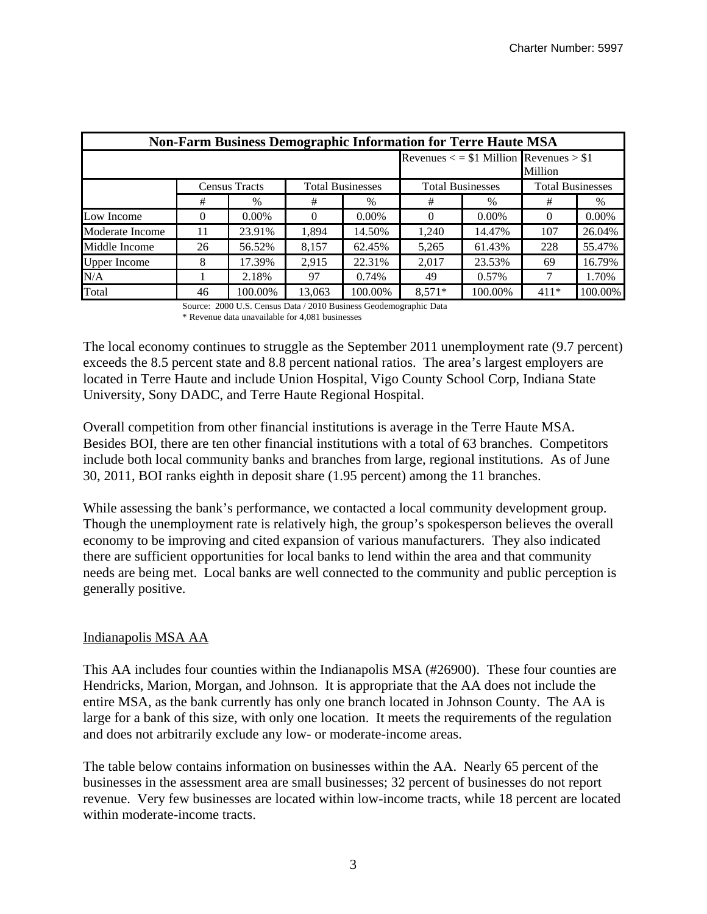| Non-Farm Business Demographic Information for Terre Haute MSA | | | | | | | | |
|---|---|---|---|---|---|---|---|---|
| | | | | | Revenues < = $1 Million | | Revenues > $1 Million | |
| | Census Tracts | | Total Businesses | | Total Businesses | | Total Businesses | |
| | # | % | # | % | # | % | # | % |
| Low Income | 0 | 0.00% | 0 | 0.00% | 0 | 0.00% | 0 | 0.00% |
| Moderate Income | 11 | 23.91% | 1,894 | 14.50% | 1,240 | 14.47% | 107 | 26.04% |
| Middle Income | 26 | 56.52% | 8,157 | 62.45% | 5,265 | 61.43% | 228 | 55.47% |
| Upper Income | 8 | 17.39% | 2,915 | 22.31% | 2,017 | 23.53% | 69 | 16.79% |
| N/A | 1 | 2.18% | 97 | 0.74% | 49 | 0.57% | 7 | 1.70% |
| Total | 46 | 100.00% | 13,063 | 100.00% | 8,571* | 100.00% | 411* | 100.00% |

Source: 2000 U.S. Census Data / 2010 Business Geodemographic Data
* Revenue data unavailable for 4,081 businesses

The local economy continues to struggle as the September 2011 unemployment rate (9.7 percent) exceeds the 8.5 percent state and 8.8 percent national ratios. The area's largest employers are located in Terre Haute and include Union Hospital, Vigo County School Corp, Indiana State University, Sony DADC, and Terre Haute Regional Hospital.

Overall competition from other financial institutions is average in the Terre Haute MSA. Besides BOI, there are ten other financial institutions with a total of 63 branches. Competitors include both local community banks and branches from large, regional institutions. As of June 30, 2011, BOI ranks eighth in deposit share (1.95 percent) among the 11 branches.

While assessing the bank's performance, we contacted a local community development group. Though the unemployment rate is relatively high, the group's spokesperson believes the overall economy to be improving and cited expansion of various manufacturers. They also indicated there are sufficient opportunities for local banks to lend within the area and that community needs are being met. Local banks are well connected to the community and public perception is generally positive.

Indianapolis MSA AA

This AA includes four counties within the Indianapolis MSA (#26900). These four counties are Hendricks, Marion, Morgan, and Johnson. It is appropriate that the AA does not include the entire MSA, as the bank currently has only one branch located in Johnson County. The AA is large for a bank of this size, with only one location. It meets the requirements of the regulation and does not arbitrarily exclude any low- or moderate-income areas.

The table below contains information on businesses within the AA. Nearly 65 percent of the businesses in the assessment area are small businesses; 32 percent of businesses do not report revenue. Very few businesses are located within low-income tracts, while 18 percent are located within moderate-income tracts.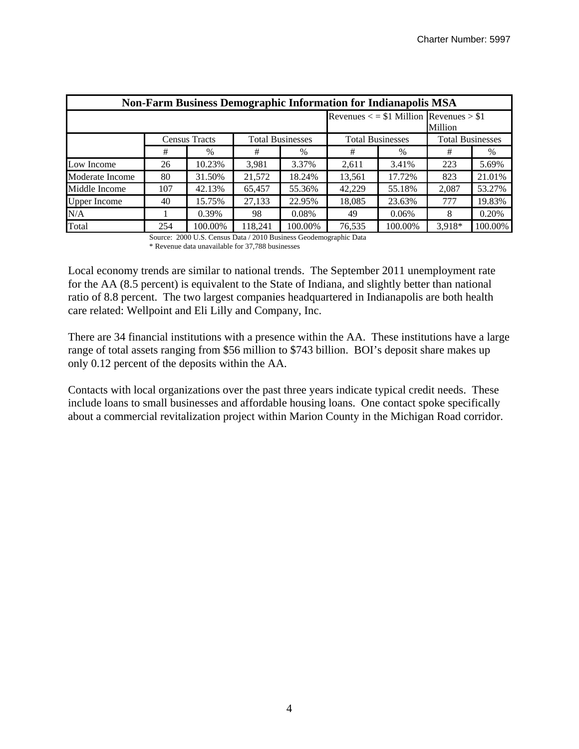| Non-Farm Business Demographic Information for Indianapolis MSA | | | | | | | | |
|---|---|---|---|---|---|---|---|---|
| | | | | | Revenues < = $1 Million | | Revenues > $1 Million | |
| | Census Tracts | | Total Businesses | | Total Businesses | | Total Businesses | |
| | # | % | # | % | # | % | # | % |
| Low Income | 26 | 10.23% | 3,981 | 3.37% | 2,611 | 3.41% | 223 | 5.69% |
| Moderate Income | 80 | 31.50% | 21,572 | 18.24% | 13,561 | 17.72% | 823 | 21.01% |
| Middle Income | 107 | 42.13% | 65,457 | 55.36% | 42,229 | 55.18% | 2,087 | 53.27% |
| Upper Income | 40 | 15.75% | 27,133 | 22.95% | 18,085 | 23.63% | 777 | 19.83% |
| N/A | 1 | 0.39% | 98 | 0.08% | 49 | 0.06% | 8 | 0.20% |
| Total | 254 | 100.00% | 118,241 | 100.00% | 76,535 | 100.00% | 3,918* | 100.00% |

Source: 2000 U.S. Census Data / 2010 Business Geodemographic Data
* Revenue data unavailable for 37,788 businesses

Local economy trends are similar to national trends. The September 2011 unemployment rate for the AA (8.5 percent) is equivalent to the State of Indiana, and slightly better than national ratio of 8.8 percent. The two largest companies headquartered in Indianapolis are both health care related: Wellpoint and Eli Lilly and Company, Inc.

There are 34 financial institutions with a presence within the AA. These institutions have a large range of total assets ranging from $56 million to $743 billion. BOI's deposit share makes up only 0.12 percent of the deposits within the AA.

Contacts with local organizations over the past three years indicate typical credit needs. These include loans to small businesses and affordable housing loans. One contact spoke specifically about a commercial revitalization project within Marion County in the Michigan Road corridor.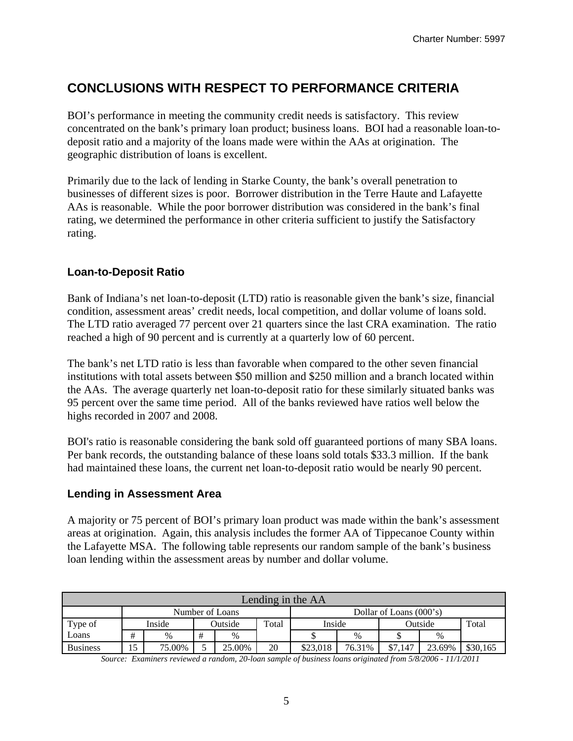## CONCLUSIONS WITH RESPECT TO PERFORMANCE CRITERIA

BOI's performance in meeting the community credit needs is satisfactory. This review concentrated on the bank's primary loan product; business loans. BOI had a reasonable loan-to-deposit ratio and a majority of the loans made were within the AAs at origination. The geographic distribution of loans is excellent.

Primarily due to the lack of lending in Starke County, the bank's overall penetration to businesses of different sizes is poor. Borrower distribution in the Terre Haute and Lafayette AAs is reasonable. While the poor borrower distribution was considered in the bank's final rating, we determined the performance in other criteria sufficient to justify the Satisfactory rating.

### Loan-to-Deposit Ratio

Bank of Indiana's net loan-to-deposit (LTD) ratio is reasonable given the bank's size, financial condition, assessment areas' credit needs, local competition, and dollar volume of loans sold. The LTD ratio averaged 77 percent over 21 quarters since the last CRA examination. The ratio reached a high of 90 percent and is currently at a quarterly low of 60 percent.

The bank's net LTD ratio is less than favorable when compared to the other seven financial institutions with total assets between $50 million and $250 million and a branch located within the AAs. The average quarterly net loan-to-deposit ratio for these similarly situated banks was 95 percent over the same time period. All of the banks reviewed have ratios well below the highs recorded in 2007 and 2008.

BOI's ratio is reasonable considering the bank sold off guaranteed portions of many SBA loans. Per bank records, the outstanding balance of these loans sold totals $33.3 million. If the bank had maintained these loans, the current net loan-to-deposit ratio would be nearly 90 percent.

### Lending in Assessment Area

A majority or 75 percent of BOI's primary loan product was made within the bank's assessment areas at origination. Again, this analysis includes the former AA of Tippecanoe County within the Lafayette MSA. The following table represents our random sample of the bank's business loan lending within the assessment areas by number and dollar volume.

| Lending in the AA | | | | | | | | | | |
|---|---|---|---|---|---|---|---|---|---|---|
| | Number of Loans | | | | | Dollar of Loans (000's) | | | | |
| Type of Loans | Inside | | Outside | | Total | Inside | | Outside | | Total |
| | # | % | # | % | | $ | % | $ | % | |
| Business | 15 | 75.00% | 5 | 25.00% | 20 | $23,018 | 76.31% | $7,147 | 23.69% | $30,165 |

*Source: Examiners reviewed a random, 20-loan sample of business loans originated from 5/8/2006 - 11/1/2011*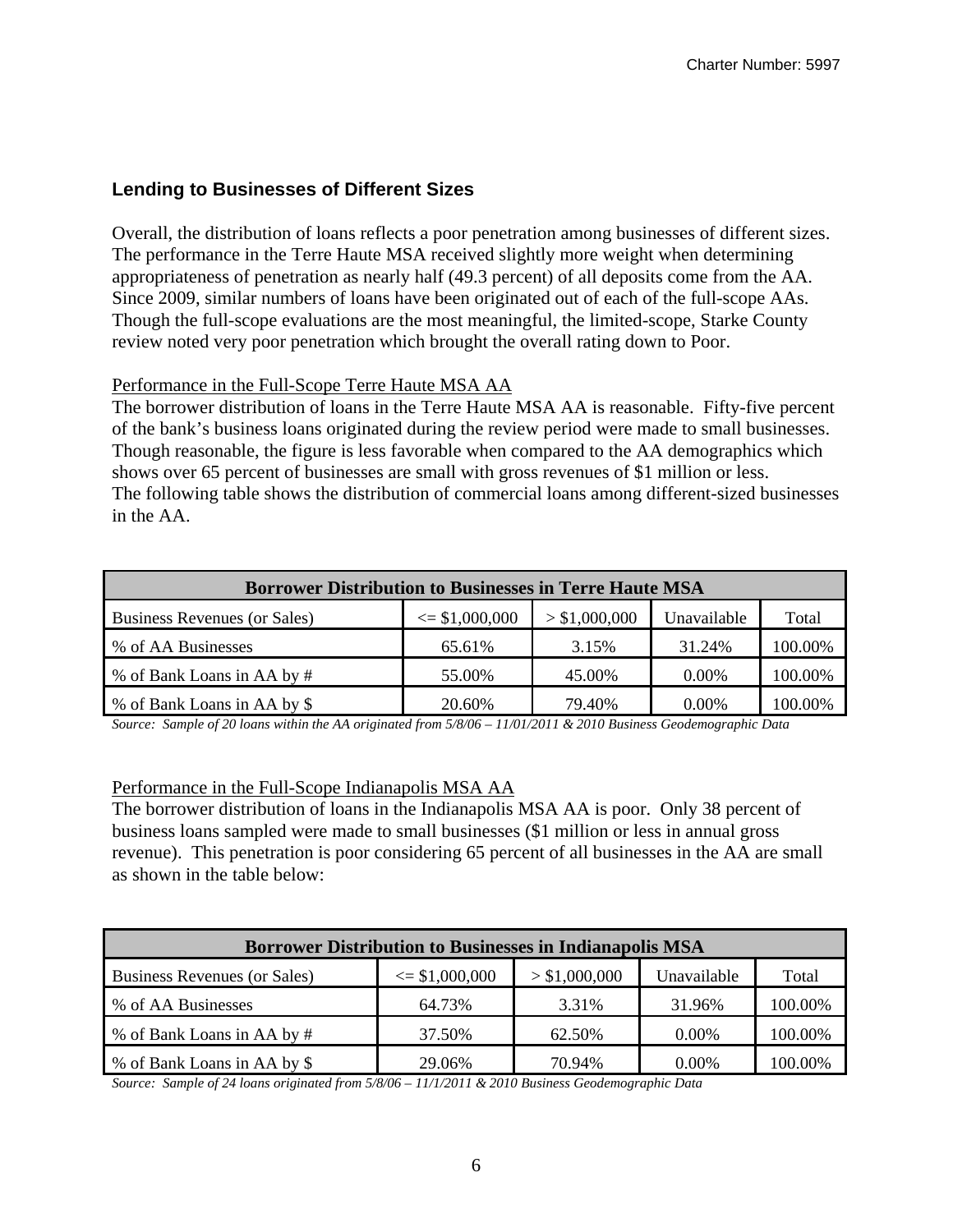### Lending to Businesses of Different Sizes

Overall, the distribution of loans reflects a poor penetration among businesses of different sizes. The performance in the Terre Haute MSA received slightly more weight when determining appropriateness of penetration as nearly half (49.3 percent) of all deposits come from the AA. Since 2009, similar numbers of loans have been originated out of each of the full-scope AAs. Though the full-scope evaluations are the most meaningful, the limited-scope, Starke County review noted very poor penetration which brought the overall rating down to Poor.

Performance in the Full-Scope Terre Haute MSA AA

The borrower distribution of loans in the Terre Haute MSA AA is reasonable. Fifty-five percent of the bank's business loans originated during the review period were made to small businesses. Though reasonable, the figure is less favorable when compared to the AA demographics which shows over 65 percent of businesses are small with gross revenues of $1 million or less. The following table shows the distribution of commercial loans among different-sized businesses in the AA.

| Borrower Distribution to Businesses in Terre Haute MSA | | | | |
|---|---|---|---|---|
| Business Revenues (or Sales) | <= $1,000,000 | > $1,000,000 | Unavailable | Total |
| % of AA Businesses | 65.61% | 3.15% | 31.24% | 100.00% |
| % of Bank Loans in AA by # | 55.00% | 45.00% | 0.00% | 100.00% |
| % of Bank Loans in AA by $ | 20.60% | 79.40% | 0.00% | 100.00% |

*Source: Sample of 20 loans within the AA originated from 5/8/06 – 11/01/2011 & 2010 Business Geodemographic Data*

Performance in the Full-Scope Indianapolis MSA AA

The borrower distribution of loans in the Indianapolis MSA AA is poor. Only 38 percent of business loans sampled were made to small businesses ($1 million or less in annual gross revenue). This penetration is poor considering 65 percent of all businesses in the AA are small as shown in the table below:

| Borrower Distribution to Businesses in Indianapolis MSA | | | | |
|---|---|---|---|---|
| Business Revenues (or Sales) | <= $1,000,000 | > $1,000,000 | Unavailable | Total |
| % of AA Businesses | 64.73% | 3.31% | 31.96% | 100.00% |
| % of Bank Loans in AA by # | 37.50% | 62.50% | 0.00% | 100.00% |
| % of Bank Loans in AA by $ | 29.06% | 70.94% | 0.00% | 100.00% |

*Source: Sample of 24 loans originated from 5/8/06 – 11/1/2011 & 2010 Business Geodemographic Data*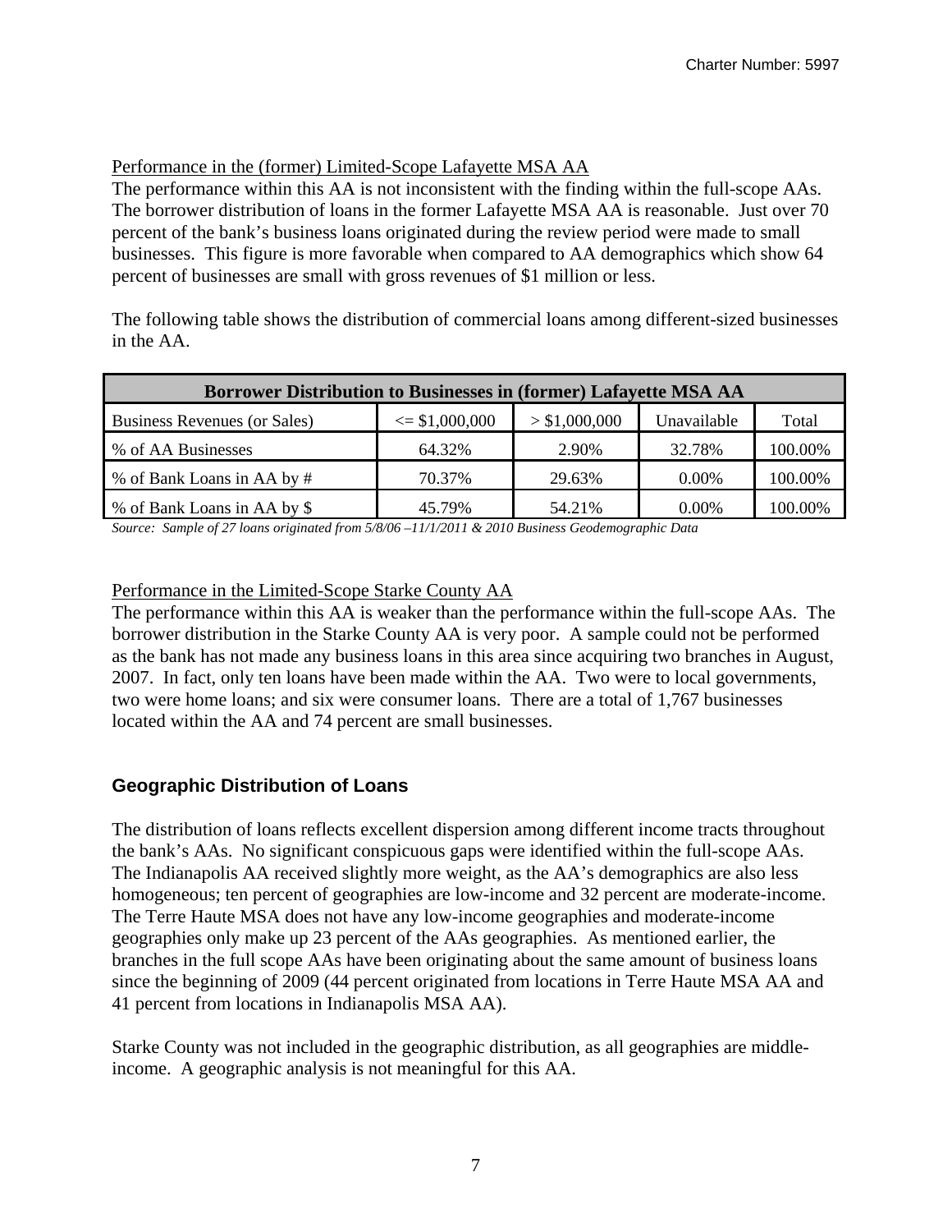Performance in the (former) Limited-Scope Lafayette MSA AA

The performance within this AA is not inconsistent with the finding within the full-scope AAs. The borrower distribution of loans in the former Lafayette MSA AA is reasonable. Just over 70 percent of the bank's business loans originated during the review period were made to small businesses. This figure is more favorable when compared to AA demographics which show 64 percent of businesses are small with gross revenues of $1 million or less.

The following table shows the distribution of commercial loans among different-sized businesses in the AA.

| Borrower Distribution to Businesses in (former) Lafayette MSA AA | | | | |
|---|---|---|---|---|
| Business Revenues (or Sales) | <= $1,000,000 | > $1,000,000 | Unavailable | Total |
| % of AA Businesses | 64.32% | 2.90% | 32.78% | 100.00% |
| % of Bank Loans in AA by # | 70.37% | 29.63% | 0.00% | 100.00% |
| % of Bank Loans in AA by $ | 45.79% | 54.21% | 0.00% | 100.00% |

*Source: Sample of 27 loans originated from 5/8/06 –11/1/2011 & 2010 Business Geodemographic Data*

Performance in the Limited-Scope Starke County AA

The performance within this AA is weaker than the performance within the full-scope AAs. The borrower distribution in the Starke County AA is very poor. A sample could not be performed as the bank has not made any business loans in this area since acquiring two branches in August, 2007. In fact, only ten loans have been made within the AA. Two were to local governments, two were home loans; and six were consumer loans. There are a total of 1,767 businesses located within the AA and 74 percent are small businesses.

## Geographic Distribution of Loans

The distribution of loans reflects excellent dispersion among different income tracts throughout the bank's AAs. No significant conspicuous gaps were identified within the full-scope AAs. The Indianapolis AA received slightly more weight, as the AA's demographics are also less homogeneous; ten percent of geographies are low-income and 32 percent are moderate-income. The Terre Haute MSA does not have any low-income geographies and moderate-income geographies only make up 23 percent of the AAs geographies. As mentioned earlier, the branches in the full scope AAs have been originating about the same amount of business loans since the beginning of 2009 (44 percent originated from locations in Terre Haute MSA AA and 41 percent from locations in Indianapolis MSA AA).

Starke County was not included in the geographic distribution, as all geographies are middle-income. A geographic analysis is not meaningful for this AA.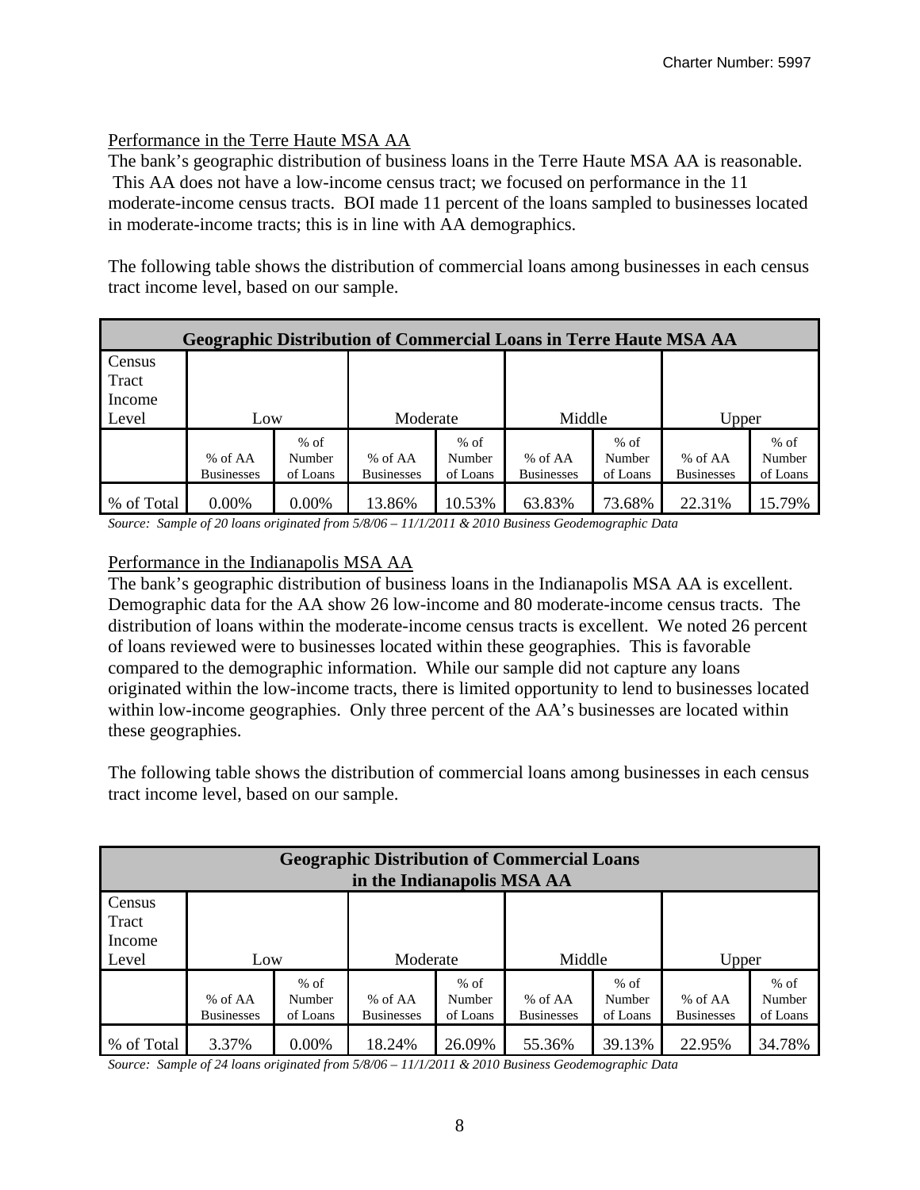Performance in the Terre Haute MSA AA

The bank's geographic distribution of business loans in the Terre Haute MSA AA is reasonable. This AA does not have a low-income census tract; we focused on performance in the 11 moderate-income census tracts. BOI made 11 percent of the loans sampled to businesses located in moderate-income tracts; this is in line with AA demographics.

The following table shows the distribution of commercial loans among businesses in each census tract income level, based on our sample.

| **Geographic Distribution of Commercial Loans in Terre Haute MSA AA** | | | | | | | | |
|---|---|---|---|---|---|---|---|---|
| Census Tract Income Level | Low | | Moderate | | Middle | | Upper | |
| | % of AA Businesses | % of Number of Loans | % of AA Businesses | % of Number of Loans | % of AA Businesses | % of Number of Loans | % of AA Businesses | % of Number of Loans |
| % of Total | 0.00% | 0.00% | 13.86% | 10.53% | 63.83% | 73.68% | 22.31% | 15.79% |

*Source: Sample of 20 loans originated from 5/8/06 – 11/1/2011 & 2010 Business Geodemographic Data*

Performance in the Indianapolis MSA AA

The bank's geographic distribution of business loans in the Indianapolis MSA AA is excellent. Demographic data for the AA show 26 low-income and 80 moderate-income census tracts. The distribution of loans within the moderate-income census tracts is excellent. We noted 26 percent of loans reviewed were to businesses located within these geographies. This is favorable compared to the demographic information. While our sample did not capture any loans originated within the low-income tracts, there is limited opportunity to lend to businesses located within low-income geographies. Only three percent of the AA's businesses are located within these geographies.

The following table shows the distribution of commercial loans among businesses in each census tract income level, based on our sample.

| **Geographic Distribution of Commercial Loans in the Indianapolis MSA AA** | | | | | | | | |
|---|---|---|---|---|---|---|---|---|
| Census Tract Income Level | Low | | Moderate | | Middle | | Upper | |
| | % of AA Businesses | % of Number of Loans | % of AA Businesses | % of Number of Loans | % of AA Businesses | % of Number of Loans | % of AA Businesses | % of Number of Loans |
| % of Total | 3.37% | 0.00% | 18.24% | 26.09% | 55.36% | 39.13% | 22.95% | 34.78% |

*Source: Sample of 24 loans originated from 5/8/06 – 11/1/2011 & 2010 Business Geodemographic Data*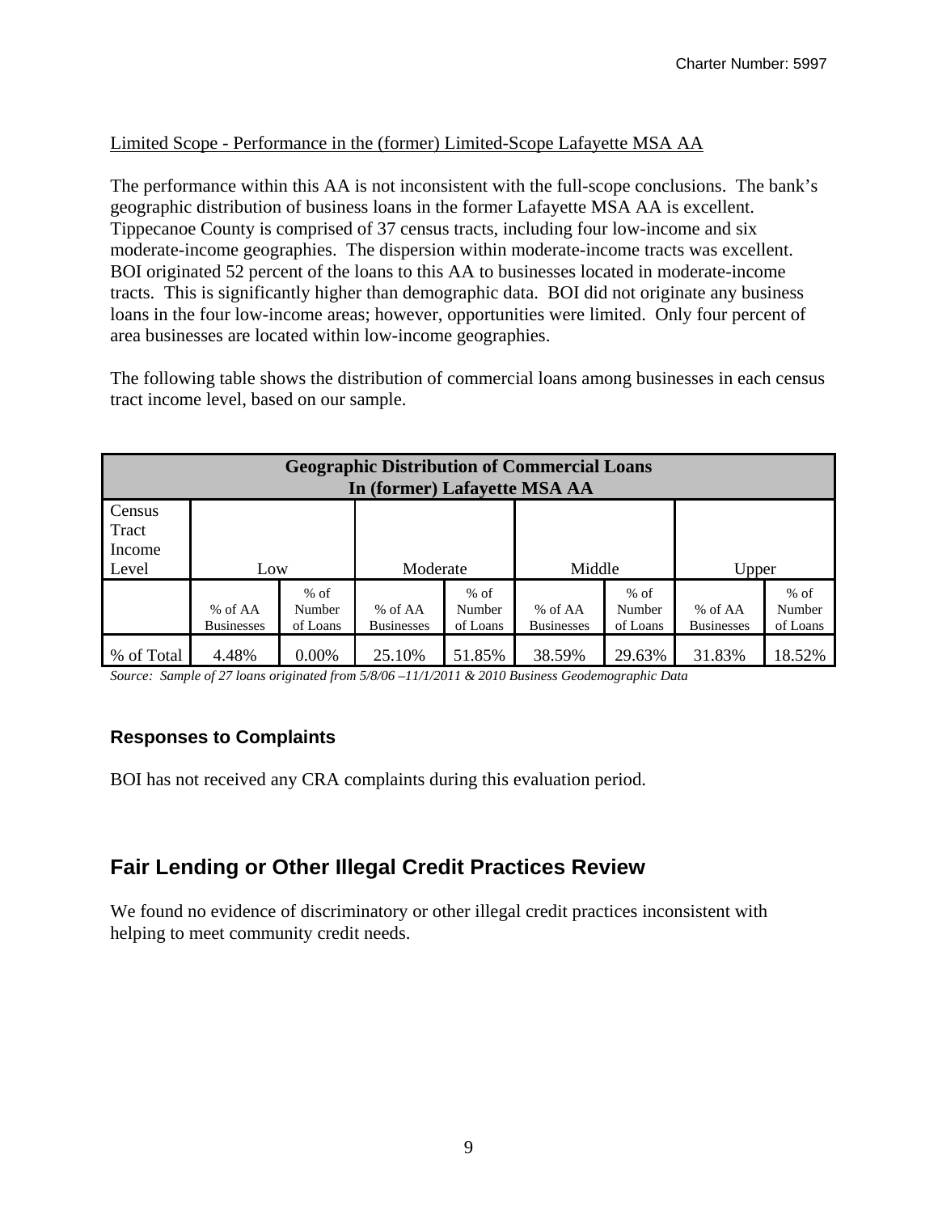Limited Scope - Performance in the (former) Limited-Scope Lafayette MSA AA

The performance within this AA is not inconsistent with the full-scope conclusions. The bank's geographic distribution of business loans in the former Lafayette MSA AA is excellent. Tippecanoe County is comprised of 37 census tracts, including four low-income and six moderate-income geographies. The dispersion within moderate-income tracts was excellent. BOI originated 52 percent of the loans to this AA to businesses located in moderate-income tracts. This is significantly higher than demographic data. BOI did not originate any business loans in the four low-income areas; however, opportunities were limited. Only four percent of area businesses are located within low-income geographies.

The following table shows the distribution of commercial loans among businesses in each census tract income level, based on our sample.

| Geographic Distribution of Commercial Loans In (former) Lafayette MSA AA | | | | | | | | |
|---|---|---|---|---|---|---|---|---|
| Census Tract Income Level | Low | | Moderate | | Middle | | Upper | |
| | % of AA Businesses | % of Number of Loans | % of AA Businesses | % of Number of Loans | % of AA Businesses | % of Number of Loans | % of AA Businesses | % of Number of Loans |
| % of Total | 4.48% | 0.00% | 25.10% | 51.85% | 38.59% | 29.63% | 31.83% | 18.52% |

*Source: Sample of 27 loans originated from 5/8/06 –11/1/2011 & 2010 Business Geodemographic Data*

### Responses to Complaints

BOI has not received any CRA complaints during this evaluation period.

## Fair Lending or Other Illegal Credit Practices Review

We found no evidence of discriminatory or other illegal credit practices inconsistent with helping to meet community credit needs.